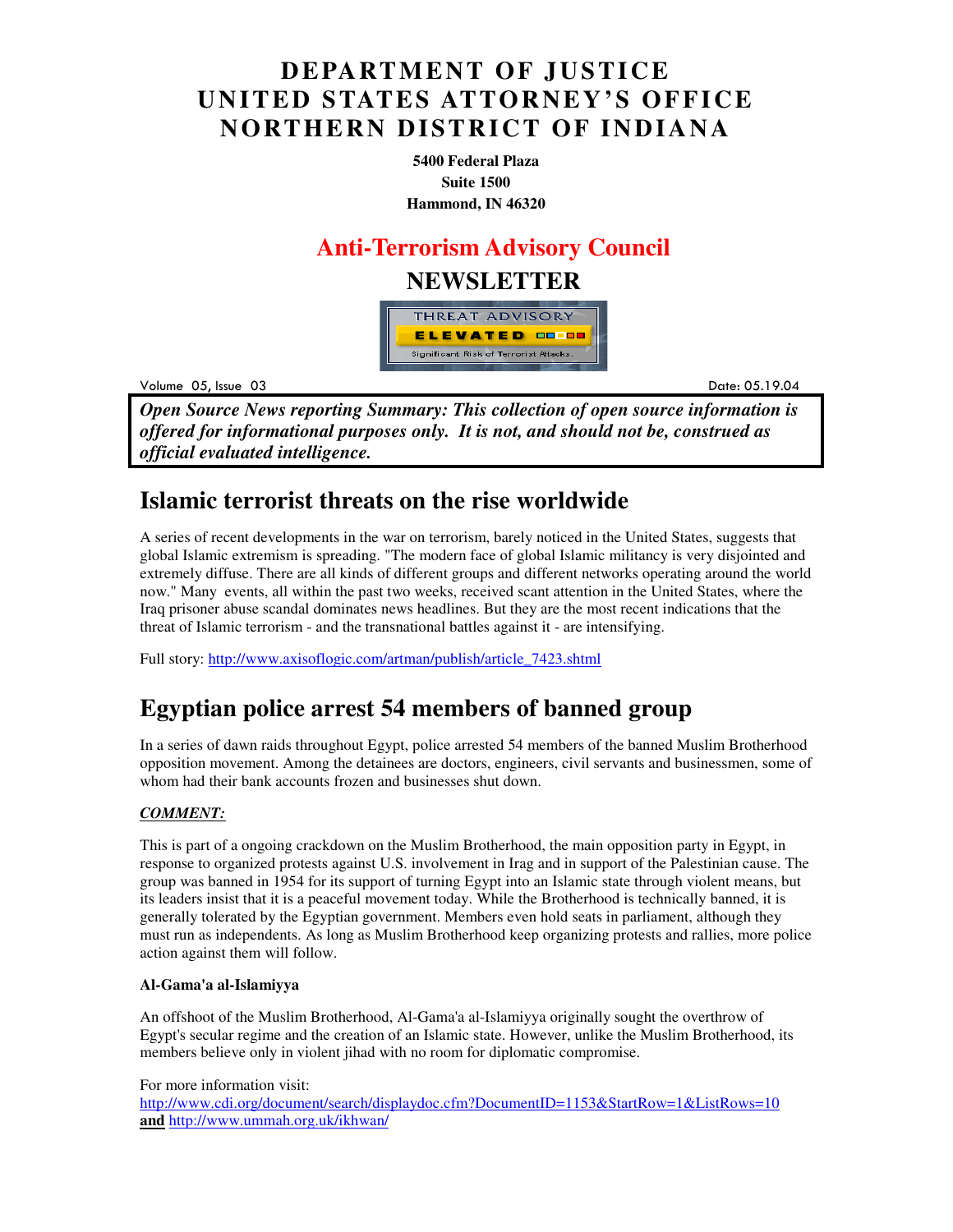# DEPARTMENT OF JUSTICE
# UNITED STATES ATTORNEY'S OFFICE
# NORTHERN DISTRICT OF INDIANA

**5400 Federal Plaza**
**Suite 1500**
**Hammond, IN 46320**

## Anti-Terrorism Advisory Council

## NEWSLETTER

THREAT ADVISORY
ELEVATED
Significant Risk of Terrorist Attacks.

Volume 05, Issue 03 — Date: 05.19.04

***Open Source News reporting Summary: This collection of open source information is offered for informational purposes only. It is not, and should not be, construed as official evaluated intelligence.***

## Islamic terrorist threats on the rise worldwide

A series of recent developments in the war on terrorism, barely noticed in the United States, suggests that global Islamic extremism is spreading. "The modern face of global Islamic militancy is very disjointed and extremely diffuse. There are all kinds of different groups and different networks operating around the world now." Many events, all within the past two weeks, received scant attention in the United States, where the Iraq prisoner abuse scandal dominates news headlines. But they are the most recent indications that the threat of Islamic terrorism - and the transnational battles against it - are intensifying.

Full story: http://www.axisoflogic.com/artman/publish/article_7423.shtml

## Egyptian police arrest 54 members of banned group

In a series of dawn raids throughout Egypt, police arrested 54 members of the banned Muslim Brotherhood opposition movement. Among the detainees are doctors, engineers, civil servants and businessmen, some of whom had their bank accounts frozen and businesses shut down.

***COMMENT:***

This is part of a ongoing crackdown on the Muslim Brotherhood, the main opposition party in Egypt, in response to organized protests against U.S. involvement in Irag and in support of the Palestinian cause. The group was banned in 1954 for its support of turning Egypt into an Islamic state through violent means, but its leaders insist that it is a peaceful movement today. While the Brotherhood is technically banned, it is generally tolerated by the Egyptian government. Members even hold seats in parliament, although they must run as independents. As long as Muslim Brotherhood keep organizing protests and rallies, more police action against them will follow.

**Al-Gama'a al-Islamiyya**

An offshoot of the Muslim Brotherhood, Al-Gama'a al-Islamiyya originally sought the overthrow of Egypt's secular regime and the creation of an Islamic state. However, unlike the Muslim Brotherhood, its members believe only in violent jihad with no room for diplomatic compromise.

For more information visit:
http://www.cdi.org/document/search/displaydoc.cfm?DocumentID=1153&StartRow=1&ListRows=10
**and** http://www.ummah.org.uk/ikhwan/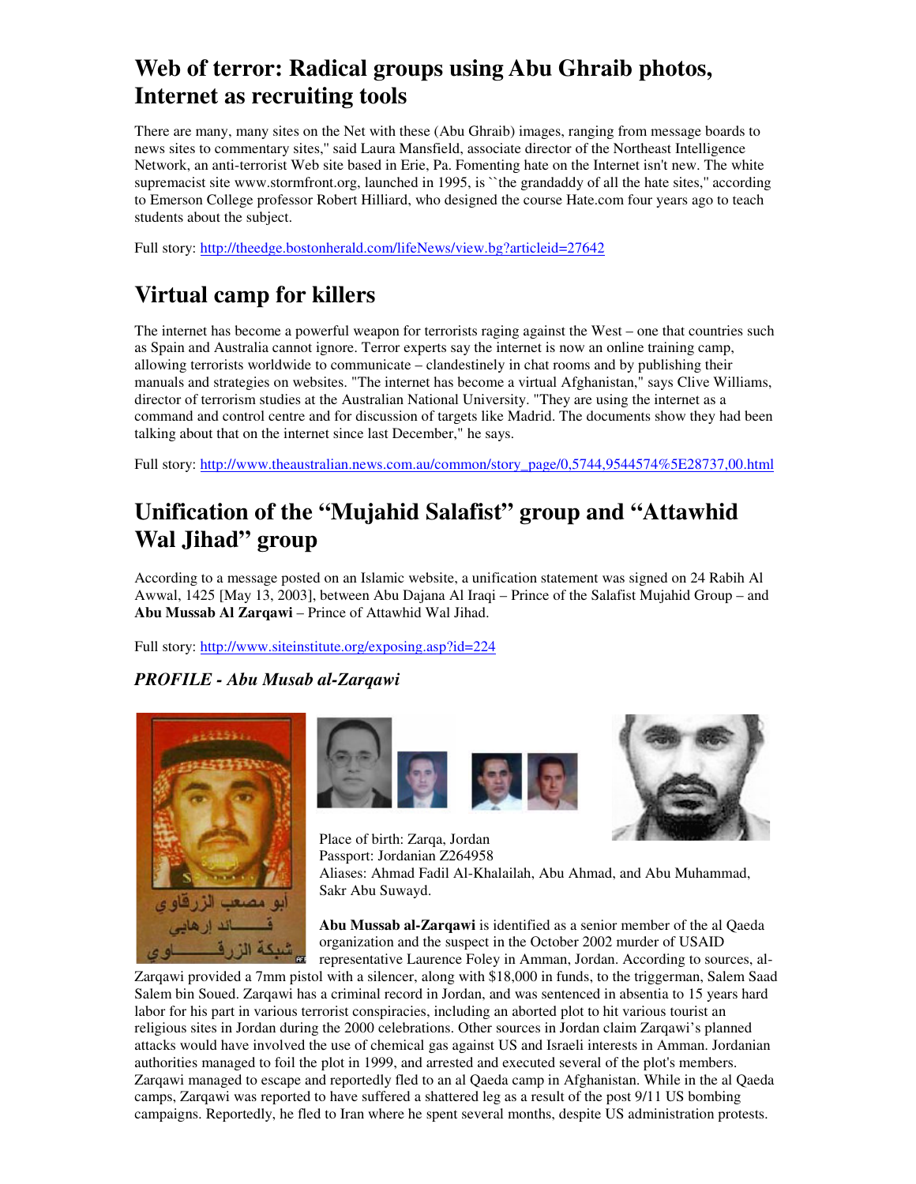## Web of terror: Radical groups using Abu Ghraib photos, Internet as recruiting tools

There are many, many sites on the Net with these (Abu Ghraib) images, ranging from message boards to news sites to commentary sites," said Laura Mansfield, associate director of the Northeast Intelligence Network, an anti-terrorist Web site based in Erie, Pa. Fomenting hate on the Internet isn't new. The white supremacist site www.stormfront.org, launched in 1995, is ``the grandaddy of all the hate sites," according to Emerson College professor Robert Hilliard, who designed the course Hate.com four years ago to teach students about the subject.

Full story: http://theedge.bostonherald.com/lifeNews/view.bg?articleid=27642

## Virtual camp for killers

The internet has become a powerful weapon for terrorists raging against the West – one that countries such as Spain and Australia cannot ignore. Terror experts say the internet is now an online training camp, allowing terrorists worldwide to communicate – clandestinely in chat rooms and by publishing their manuals and strategies on websites. "The internet has become a virtual Afghanistan," says Clive Williams, director of terrorism studies at the Australian National University. "They are using the internet as a command and control centre and for discussion of targets like Madrid. The documents show they had been talking about that on the internet since last December," he says.

Full story: http://www.theaustralian.news.com.au/common/story_page/0,5744,9544574%5E28737,00.html

## Unification of the "Mujahid Salafist" group and "Attawhid Wal Jihad" group

According to a message posted on an Islamic website, a unification statement was signed on 24 Rabih Al Awwal, 1425 [May 13, 2003], between Abu Dajana Al Iraqi – Prince of the Salafist Mujahid Group – and **Abu Mussab Al Zarqawi** – Prince of Attawhid Wal Jihad.

Full story: http://www.siteinstitute.org/exposing.asp?id=224

### *PROFILE - Abu Musab al-Zarqawi*

أبو مصعب الزرقاوي
قائد إرهابي
شبكة الزرقاوي

Place of birth: Zarqa, Jordan
Passport: Jordanian Z264958
Aliases: Ahmad Fadil Al-Khalailah, Abu Ahmad, and Abu Muhammad, Sakr Abu Suwayd.

**Abu Mussab al-Zarqawi** is identified as a senior member of the al Qaeda organization and the suspect in the October 2002 murder of USAID representative Laurence Foley in Amman, Jordan. According to sources, al-Zarqawi provided a 7mm pistol with a silencer, along with $18,000 in funds, to the triggerman, Salem Saad Salem bin Soued. Zarqawi has a criminal record in Jordan, and was sentenced in absentia to 15 years hard labor for his part in various terrorist conspiracies, including an aborted plot to hit various tourist an religious sites in Jordan during the 2000 celebrations. Other sources in Jordan claim Zarqawi's planned attacks would have involved the use of chemical gas against US and Israeli interests in Amman. Jordanian authorities managed to foil the plot in 1999, and arrested and executed several of the plot's members. Zarqawi managed to escape and reportedly fled to an al Qaeda camp in Afghanistan. While in the al Qaeda camps, Zarqawi was reported to have suffered a shattered leg as a result of the post 9/11 US bombing campaigns. Reportedly, he fled to Iran where he spent several months, despite US administration protests.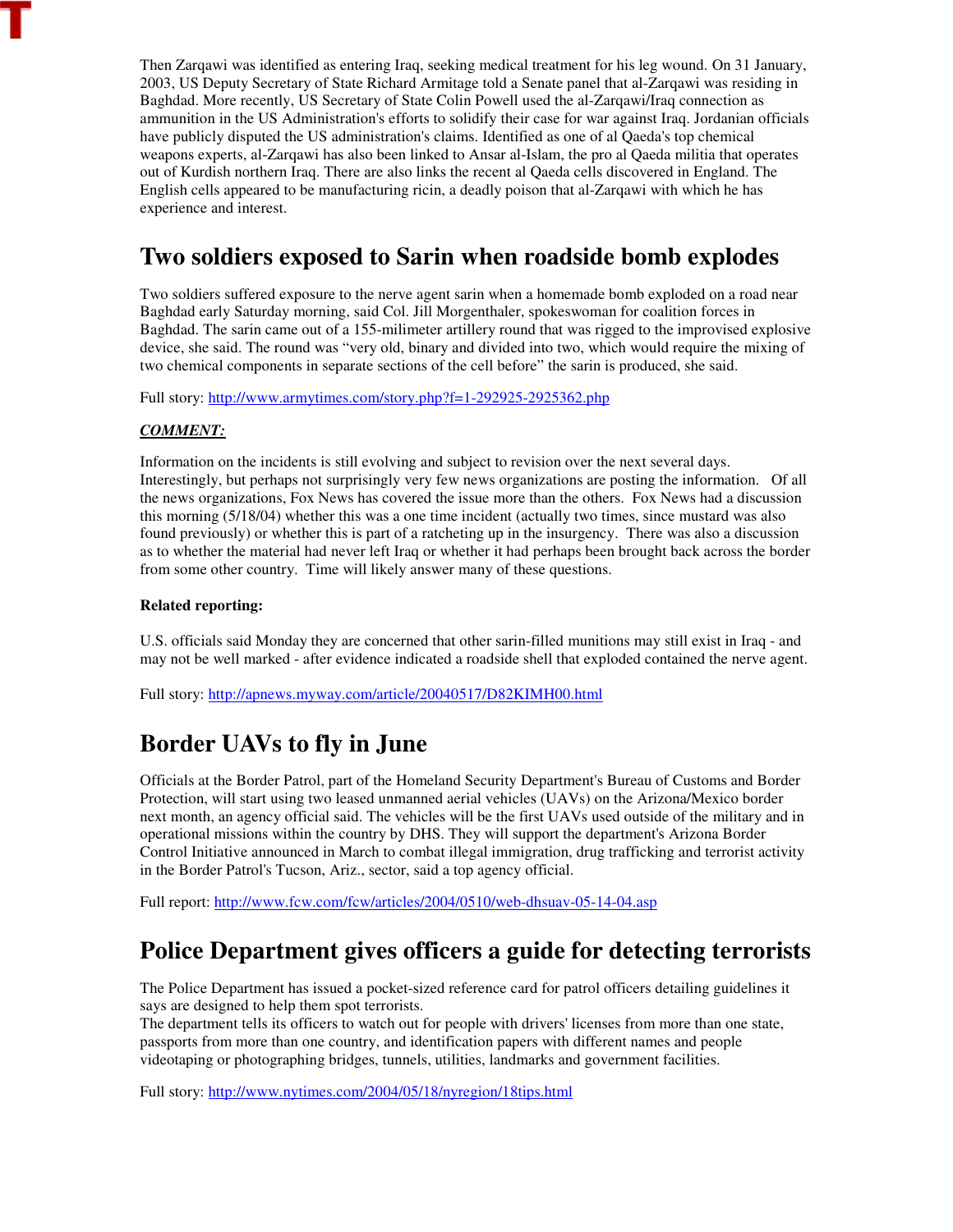Then Zarqawi was identified as entering Iraq, seeking medical treatment for his leg wound. On 31 January, 2003, US Deputy Secretary of State Richard Armitage told a Senate panel that al-Zarqawi was residing in Baghdad. More recently, US Secretary of State Colin Powell used the al-Zarqawi/Iraq connection as ammunition in the US Administration's efforts to solidify their case for war against Iraq. Jordanian officials have publicly disputed the US administration's claims. Identified as one of al Qaeda's top chemical weapons experts, al-Zarqawi has also been linked to Ansar al-Islam, the pro al Qaeda militia that operates out of Kurdish northern Iraq. There are also links the recent al Qaeda cells discovered in England. The English cells appeared to be manufacturing ricin, a deadly poison that al-Zarqawi with which he has experience and interest.

## Two soldiers exposed to Sarin when roadside bomb explodes

Two soldiers suffered exposure to the nerve agent sarin when a homemade bomb exploded on a road near Baghdad early Saturday morning, said Col. Jill Morgenthaler, spokeswoman for coalition forces in Baghdad. The sarin came out of a 155-milimeter artillery round that was rigged to the improvised explosive device, she said. The round was "very old, binary and divided into two, which would require the mixing of two chemical components in separate sections of the cell before" the sarin is produced, she said.

Full story: http://www.armytimes.com/story.php?f=1-292925-2925362.php

***COMMENT:***

Information on the incidents is still evolving and subject to revision over the next several days. Interestingly, but perhaps not surprisingly very few news organizations are posting the information. Of all the news organizations, Fox News has covered the issue more than the others. Fox News had a discussion this morning (5/18/04) whether this was a one time incident (actually two times, since mustard was also found previously) or whether this is part of a ratcheting up in the insurgency. There was also a discussion as to whether the material had never left Iraq or whether it had perhaps been brought back across the border from some other country. Time will likely answer many of these questions.

**Related reporting:**

U.S. officials said Monday they are concerned that other sarin-filled munitions may still exist in Iraq - and may not be well marked - after evidence indicated a roadside shell that exploded contained the nerve agent.

Full story: http://apnews.myway.com/article/20040517/D82KIMH00.html

## Border UAVs to fly in June

Officials at the Border Patrol, part of the Homeland Security Department's Bureau of Customs and Border Protection, will start using two leased unmanned aerial vehicles (UAVs) on the Arizona/Mexico border next month, an agency official said. The vehicles will be the first UAVs used outside of the military and in operational missions within the country by DHS. They will support the department's Arizona Border Control Initiative announced in March to combat illegal immigration, drug trafficking and terrorist activity in the Border Patrol's Tucson, Ariz., sector, said a top agency official.

Full report: http://www.fcw.com/fcw/articles/2004/0510/web-dhsuav-05-14-04.asp

## Police Department gives officers a guide for detecting terrorists

The Police Department has issued a pocket-sized reference card for patrol officers detailing guidelines it says are designed to help them spot terrorists.
The department tells its officers to watch out for people with drivers' licenses from more than one state, passports from more than one country, and identification papers with different names and people videotaping or photographing bridges, tunnels, utilities, landmarks and government facilities.

Full story: http://www.nytimes.com/2004/05/18/nyregion/18tips.html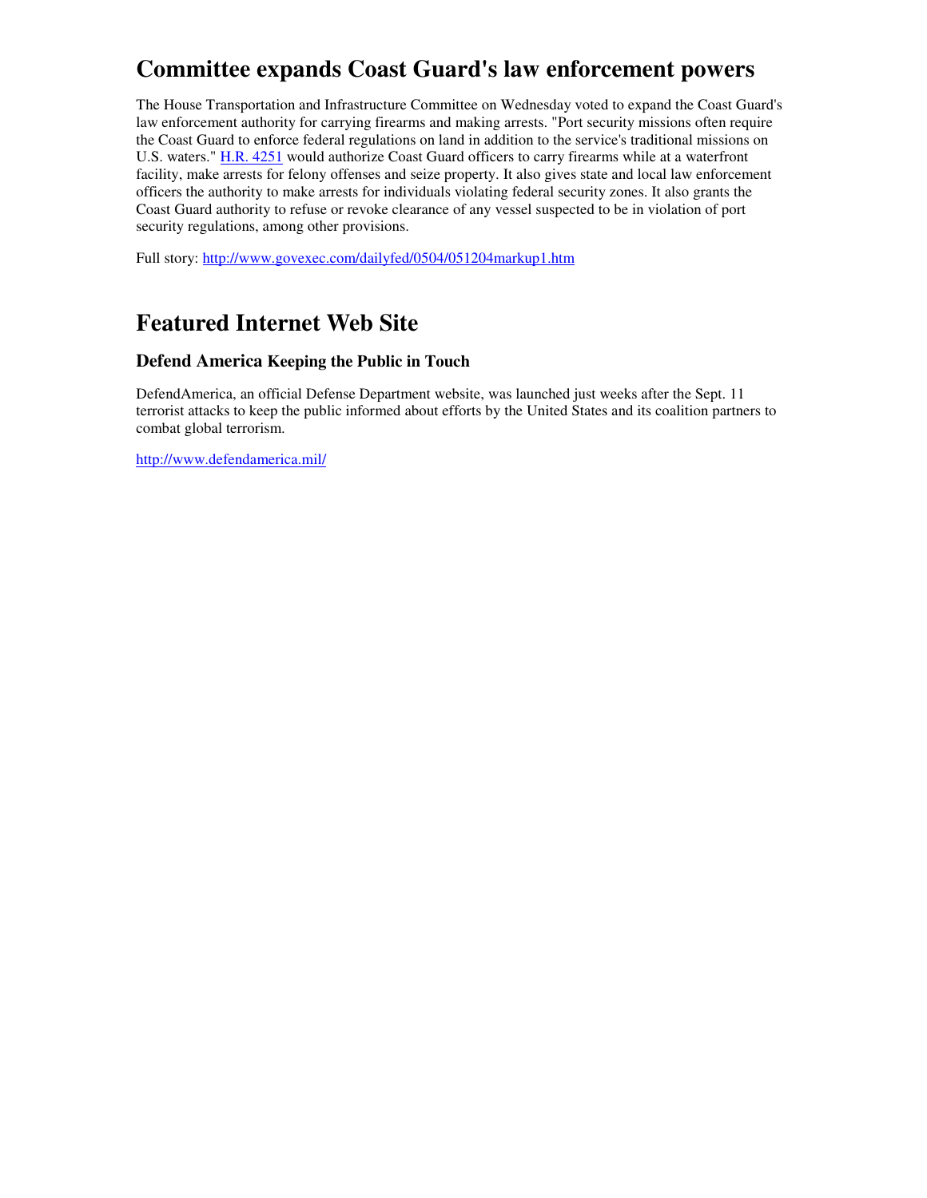## Committee expands Coast Guard's law enforcement powers

The House Transportation and Infrastructure Committee on Wednesday voted to expand the Coast Guard's law enforcement authority for carrying firearms and making arrests. "Port security missions often require the Coast Guard to enforce federal regulations on land in addition to the service's traditional missions on U.S. waters." H.R. 4251 would authorize Coast Guard officers to carry firearms while at a waterfront facility, make arrests for felony offenses and seize property. It also gives state and local law enforcement officers the authority to make arrests for individuals violating federal security zones. It also grants the Coast Guard authority to refuse or revoke clearance of any vessel suspected to be in violation of port security regulations, among other provisions.

Full story: http://www.govexec.com/dailyfed/0504/051204markup1.htm

## Featured Internet Web Site

### Defend America Keeping the Public in Touch

DefendAmerica, an official Defense Department website, was launched just weeks after the Sept. 11 terrorist attacks to keep the public informed about efforts by the United States and its coalition partners to combat global terrorism.

http://www.defendamerica.mil/